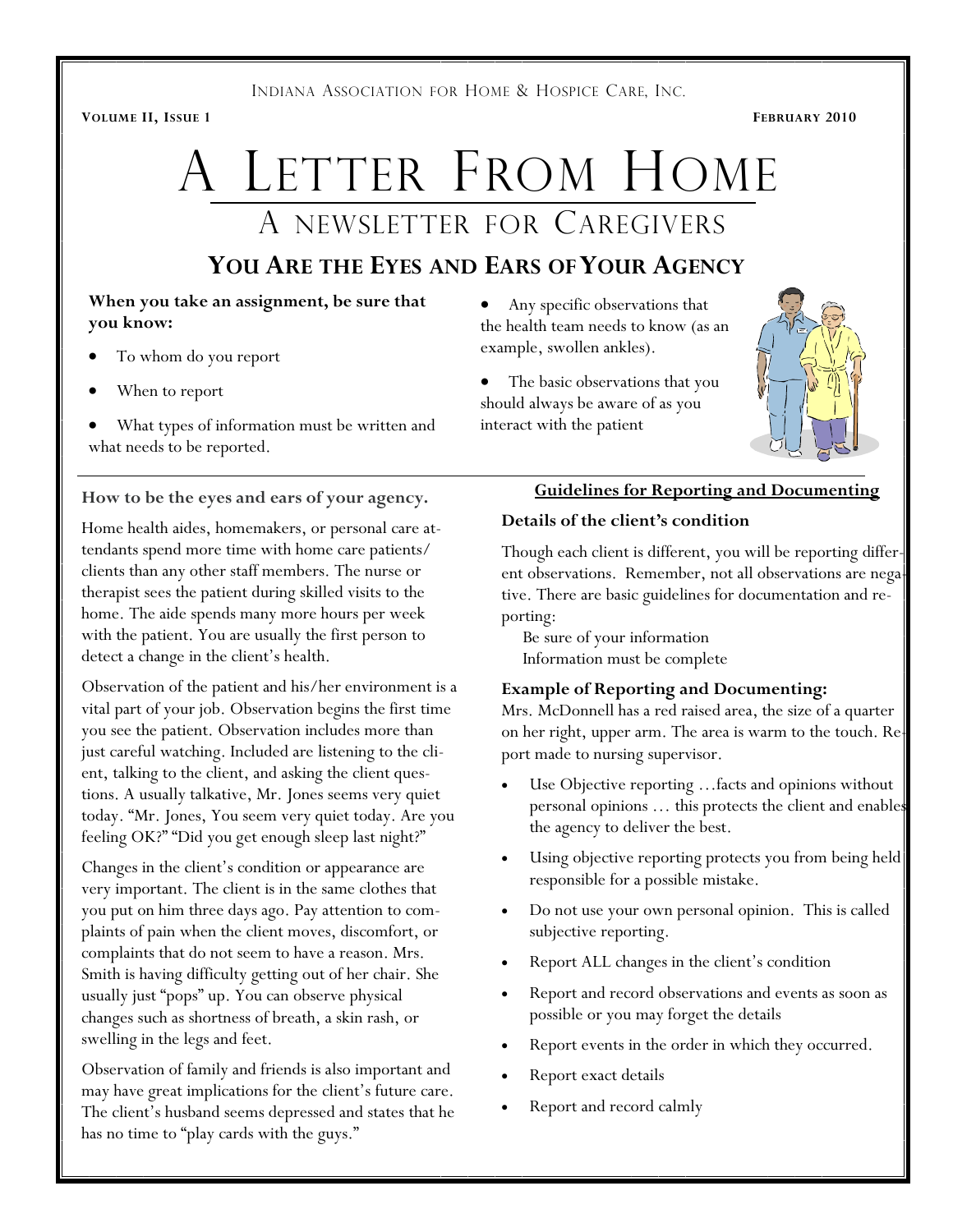INDIANA ASSOCIATION FOR HOME & HOSPICE CARE, INC.

**VOLUME II, ISSUE 1** **FEBRUARY 2010**

# A LETTER FROM HOME

## A NEWSLETTER FOR CAREGIVERS

## YOU ARE THE EYES AND EARS OF YOUR AGENCY

**When you take an assignment, be sure that you know:**

- To whom do you report
- When to report
- What types of information must be written and what needs to be reported.
- Any specific observations that the health team needs to know (as an example, swollen ankles).
- The basic observations that you should always be aware of as you interact with the patient

### How to be the eyes and ears of your agency.

Home health aides, homemakers, or personal care attendants spend more time with home care patients/ clients than any other staff members. The nurse or therapist sees the patient during skilled visits to the home. The aide spends many more hours per week with the patient. You are usually the first person to detect a change in the client's health.

Observation of the patient and his/her environment is a vital part of your job. Observation begins the first time you see the patient. Observation includes more than just careful watching. Included are listening to the client, talking to the client, and asking the client questions. A usually talkative, Mr. Jones seems very quiet today. "Mr. Jones, You seem very quiet today. Are you feeling OK?" "Did you get enough sleep last night?"

Changes in the client's condition or appearance are very important. The client is in the same clothes that you put on him three days ago. Pay attention to complaints of pain when the client moves, discomfort, or complaints that do not seem to have a reason. Mrs. Smith is having difficulty getting out of her chair. She usually just "pops" up. You can observe physical changes such as shortness of breath, a skin rash, or swelling in the legs and feet.

Observation of family and friends is also important and may have great implications for the client's future care. The client's husband seems depressed and states that he has no time to "play cards with the guys."

### Guidelines for Reporting and Documenting

**Details of the client's condition**

Though each client is different, you will be reporting different observations. Remember, not all observations are negative. There are basic guidelines for documentation and reporting:

Be sure of your information
Information must be complete

**Example of Reporting and Documenting:**
Mrs. McDonnell has a red raised area, the size of a quarter on her right, upper arm. The area is warm to the touch. Report made to nursing supervisor.

- Use Objective reporting …facts and opinions without personal opinions … this protects the client and enables the agency to deliver the best.
- Using objective reporting protects you from being held responsible for a possible mistake.
- Do not use your own personal opinion. This is called subjective reporting.
- Report ALL changes in the client's condition
- Report and record observations and events as soon as possible or you may forget the details
- Report events in the order in which they occurred.
- Report exact details
- Report and record calmly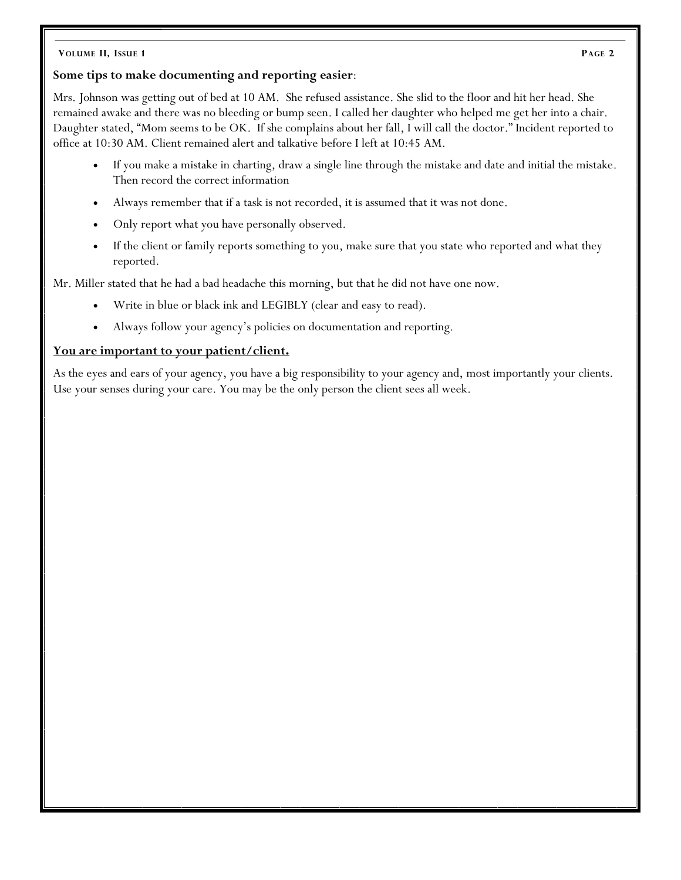**Some tips to make documenting and reporting easier**:

Mrs. Johnson was getting out of bed at 10 AM. She refused assistance. She slid to the floor and hit her head. She remained awake and there was no bleeding or bump seen. I called her daughter who helped me get her into a chair. Daughter stated, "Mom seems to be OK. If she complains about her fall, I will call the doctor." Incident reported to office at 10:30 AM. Client remained alert and talkative before I left at 10:45 AM.

- If you make a mistake in charting, draw a single line through the mistake and date and initial the mistake. Then record the correct information
- Always remember that if a task is not recorded, it is assumed that it was not done.
- Only report what you have personally observed.
- If the client or family reports something to you, make sure that you state who reported and what they reported.

Mr. Miller stated that he had a bad headache this morning, but that he did not have one now.

- Write in blue or black ink and LEGIBLY (clear and easy to read).
- Always follow your agency's policies on documentation and reporting.

**<u>You are important to your patient/client.</u>**

As the eyes and ears of your agency, you have a big responsibility to your agency and, most importantly your clients. Use your senses during your care. You may be the only person the client sees all week.